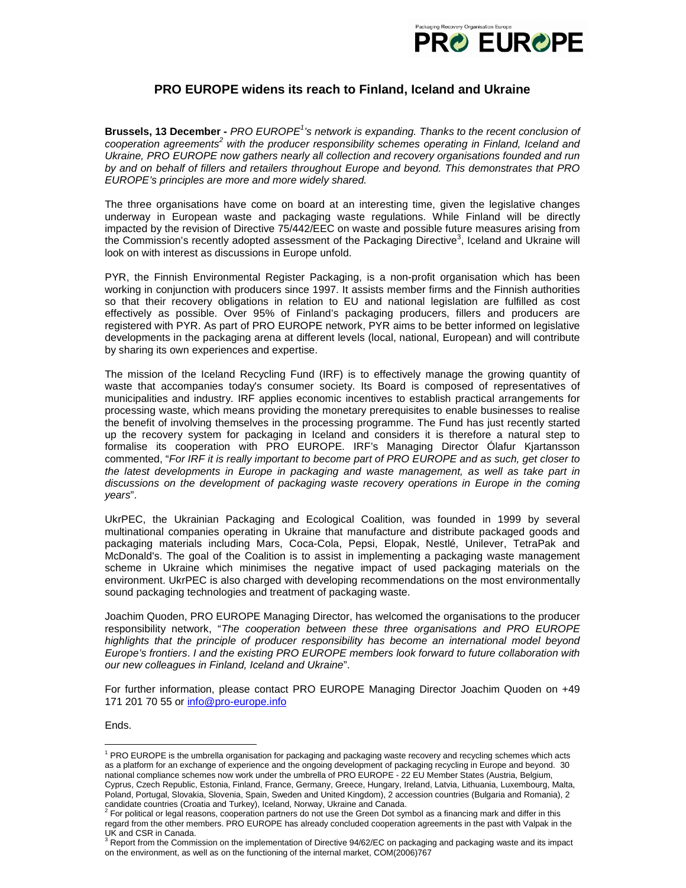# PRO EUROPE widens its reach to Finland, Iceland and Ukraine

**Brussels, 13 December -** *PRO EUROPE[1]'s network is expanding. Thanks to the recent conclusion of cooperation agreements[2] with the producer responsibility schemes operating in Finland, Iceland and Ukraine, PRO EUROPE now gathers nearly all collection and recovery organisations founded and run by and on behalf of fillers and retailers throughout Europe and beyond. This demonstrates that PRO EUROPE's principles are more and more widely shared.*

The three organisations have come on board at an interesting time, given the legislative changes underway in European waste and packaging waste regulations. While Finland will be directly impacted by the revision of Directive 75/442/EEC on waste and possible future measures arising from the Commission's recently adopted assessment of the Packaging Directive[3], Iceland and Ukraine will look on with interest as discussions in Europe unfold.

PYR, the Finnish Environmental Register Packaging, is a non-profit organisation which has been working in conjunction with producers since 1997. It assists member firms and the Finnish authorities so that their recovery obligations in relation to EU and national legislation are fulfilled as cost effectively as possible. Over 95% of Finland's packaging producers, fillers and producers are registered with PYR. As part of PRO EUROPE network, PYR aims to be better informed on legislative developments in the packaging arena at different levels (local, national, European) and will contribute by sharing its own experiences and expertise.

The mission of the Iceland Recycling Fund (IRF) is to effectively manage the growing quantity of waste that accompanies today's consumer society. Its Board is composed of representatives of municipalities and industry. IRF applies economic incentives to establish practical arrangements for processing waste, which means providing the monetary prerequisites to enable businesses to realise the benefit of involving themselves in the processing programme. The Fund has just recently started up the recovery system for packaging in Iceland and considers it is therefore a natural step to formalise its cooperation with PRO EUROPE. IRF's Managing Director Ólafur Kjartansson commented, "*For IRF it is really important to become part of PRO EUROPE and as such, get closer to the latest developments in Europe in packaging and waste management, as well as take part in discussions on the development of packaging waste recovery operations in Europe in the coming years*".

UkrPEC, the Ukrainian Packaging and Ecological Coalition, was founded in 1999 by several multinational companies operating in Ukraine that manufacture and distribute packaged goods and packaging materials including Mars, Coca-Cola, Pepsi, Elopak, Nestlé, Unilever, TetraPak and McDonald's. The goal of the Coalition is to assist in implementing a packaging waste management scheme in Ukraine which minimises the negative impact of used packaging materials on the environment. UkrPEC is also charged with developing recommendations on the most environmentally sound packaging technologies and treatment of packaging waste.

Joachim Quoden, PRO EUROPE Managing Director, has welcomed the organisations to the producer responsibility network, "*The cooperation between these three organisations and PRO EUROPE highlights that the principle of producer responsibility has become an international model beyond Europe's frontiers*. *I and the existing PRO EUROPE members look forward to future collaboration with our new colleagues in Finland, Iceland and Ukraine*".

For further information, please contact PRO EUROPE Managing Director Joachim Quoden on +49 171 201 70 55 or info@pro-europe.info

Ends.

---

[1] PRO EUROPE is the umbrella organisation for packaging and packaging waste recovery and recycling schemes which acts as a platform for an exchange of experience and the ongoing development of packaging recycling in Europe and beyond. 30 national compliance schemes now work under the umbrella of PRO EUROPE - 22 EU Member States (Austria, Belgium, Cyprus, Czech Republic, Estonia, Finland, France, Germany, Greece, Hungary, Ireland, Latvia, Lithuania, Luxembourg, Malta, Poland, Portugal, Slovakia, Slovenia, Spain, Sweden and United Kingdom), 2 accession countries (Bulgaria and Romania), 2 candidate countries (Croatia and Turkey), Iceland, Norway, Ukraine and Canada.

[2] For political or legal reasons, cooperation partners do not use the Green Dot symbol as a financing mark and differ in this regard from the other members. PRO EUROPE has already concluded cooperation agreements in the past with Valpak in the UK and CSR in Canada.

[3] Report from the Commission on the implementation of Directive 94/62/EC on packaging and packaging waste and its impact on the environment, as well as on the functioning of the internal market, COM(2006)767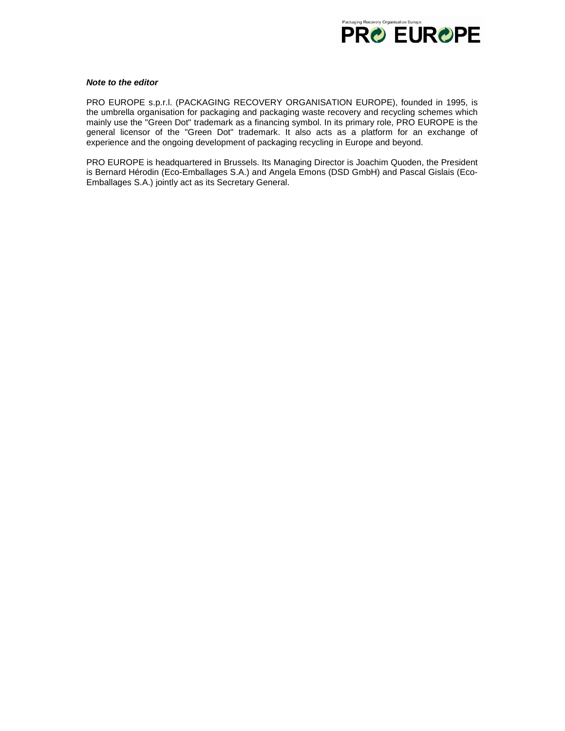***Note to the editor***

PRO EUROPE s.p.r.l. (PACKAGING RECOVERY ORGANISATION EUROPE), founded in 1995, is the umbrella organisation for packaging and packaging waste recovery and recycling schemes which mainly use the "Green Dot" trademark as a financing symbol. In its primary role, PRO EUROPE is the general licensor of the "Green Dot" trademark. It also acts as a platform for an exchange of experience and the ongoing development of packaging recycling in Europe and beyond.

PRO EUROPE is headquartered in Brussels. Its Managing Director is Joachim Quoden, the President is Bernard Hérodin (Eco-Emballages S.A.) and Angela Emons (DSD GmbH) and Pascal Gislais (Eco-Emballages S.A.) jointly act as its Secretary General.